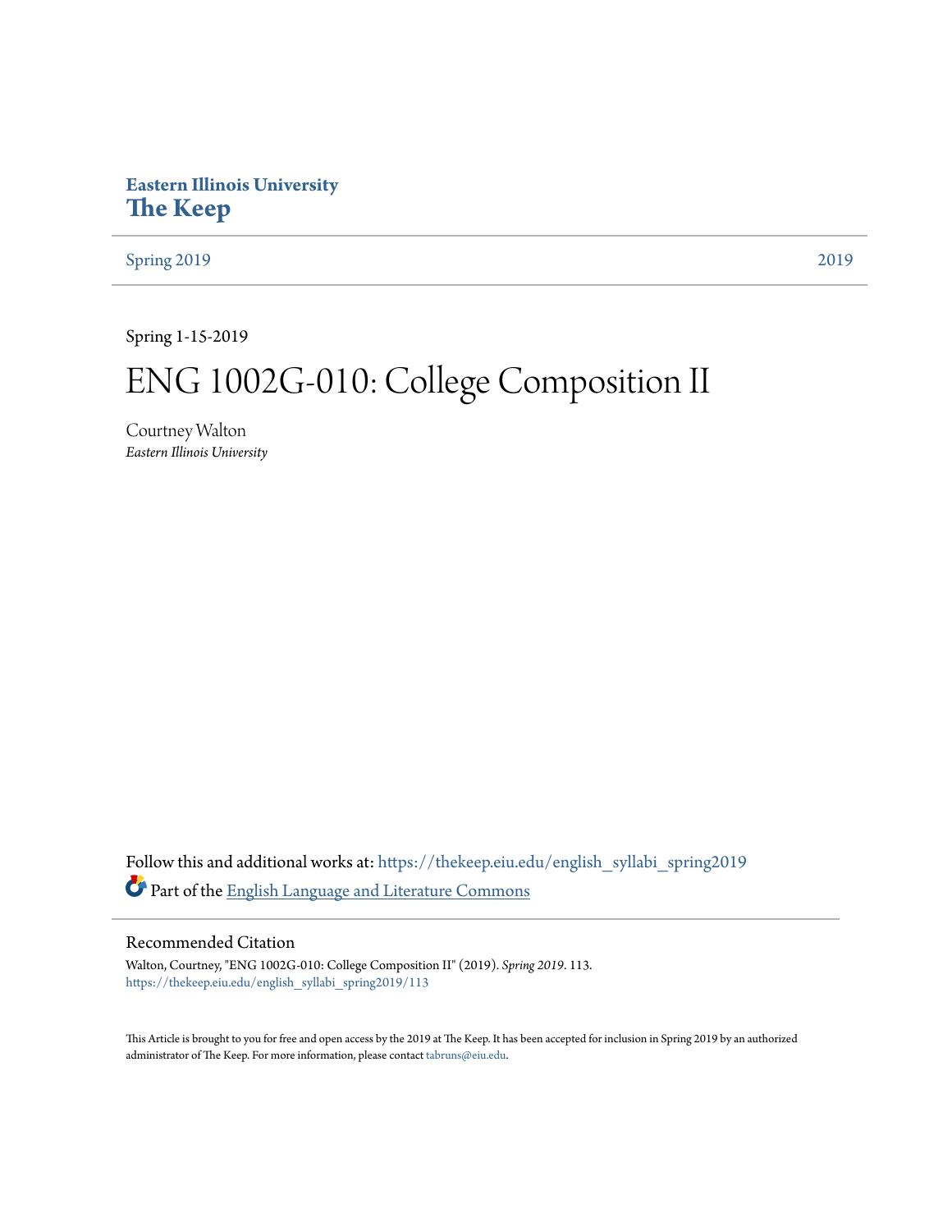**Eastern Illinois University**
**The Keep**

Spring 2019 | 2019

Spring 1-15-2019

# ENG 1002G-010: College Composition II

Courtney Walton
*Eastern Illinois University*

Follow this and additional works at: https://thekeep.eiu.edu/english_syllabi_spring2019

Part of the English Language and Literature Commons

## Recommended Citation

Walton, Courtney, "ENG 1002G-010: College Composition II" (2019). *Spring 2019*. 113.
https://thekeep.eiu.edu/english_syllabi_spring2019/113

This Article is brought to you for free and open access by the 2019 at The Keep. It has been accepted for inclusion in Spring 2019 by an authorized administrator of The Keep. For more information, please contact tabruns@eiu.edu.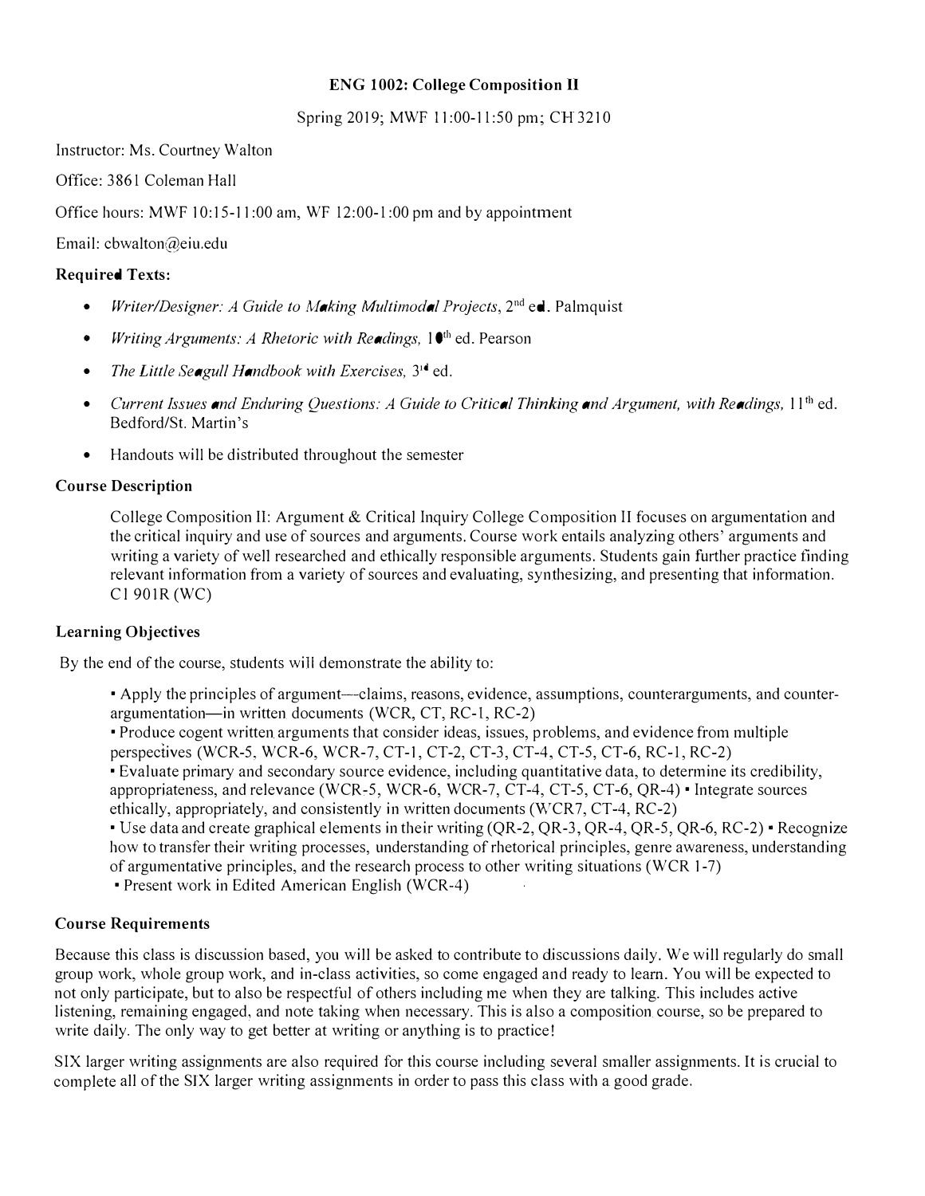**ENG 1002: College Composition II**

Spring 2019; MWF 11:00-11:50 pm; CH 3210

Instructor: Ms. Courtney Walton

Office: 3861 Coleman Hall

Office hours: MWF 10:15-11:00 am, WF 12:00-1:00 pm and by appointment

Email: cbwalton@eiu.edu

**Required Texts:**

- *Writer/Designer: A Guide to Making Multimodal Projects*, 2nd ed. Palmquist
- *Writing Arguments: A Rhetoric with Readings,* 10th ed. Pearson
- *The Little Seagull Handbook with Exercises,* 3rd ed.
- *Current Issues and Enduring Questions: A Guide to Critical Thinking and Argument, with Readings,* 11th ed. Bedford/St. Martin's
- Handouts will be distributed throughout the semester

**Course Description**

College Composition II: Argument & Critical Inquiry College Composition II focuses on argumentation and the critical inquiry and use of sources and arguments. Course work entails analyzing others' arguments and writing a variety of well researched and ethically responsible arguments. Students gain further practice finding relevant information from a variety of sources and evaluating, synthesizing, and presenting that information. C1 901R (WC)

**Learning Objectives**

By the end of the course, students will demonstrate the ability to:

- Apply the principles of argument—claims, reasons, evidence, assumptions, counterarguments, and counter-argumentation—in written documents (WCR, CT, RC-1, RC-2)
- Produce cogent written arguments that consider ideas, issues, problems, and evidence from multiple perspectives (WCR-5, WCR-6, WCR-7, CT-1, CT-2, CT-3, CT-4, CT-5, CT-6, RC-1, RC-2)
- Evaluate primary and secondary source evidence, including quantitative data, to determine its credibility, appropriateness, and relevance (WCR-5, WCR-6, WCR-7, CT-4, CT-5, CT-6, QR-4)
- Integrate sources ethically, appropriately, and consistently in written documents (WCR7, CT-4, RC-2)
- Use data and create graphical elements in their writing (QR-2, QR-3, QR-4, QR-5, QR-6, RC-2)
- Recognize how to transfer their writing processes, understanding of rhetorical principles, genre awareness, understanding of argumentative principles, and the research process to other writing situations (WCR 1-7)
- Present work in Edited American English (WCR-4)

**Course Requirements**

Because this class is discussion based, you will be asked to contribute to discussions daily. We will regularly do small group work, whole group work, and in-class activities, so come engaged and ready to learn. You will be expected to not only participate, but to also be respectful of others including me when they are talking. This includes active listening, remaining engaged, and note taking when necessary. This is also a composition course, so be prepared to write daily. The only way to get better at writing or anything is to practice!

SIX larger writing assignments are also required for this course including several smaller assignments. It is crucial to complete all of the SIX larger writing assignments in order to pass this class with a good grade.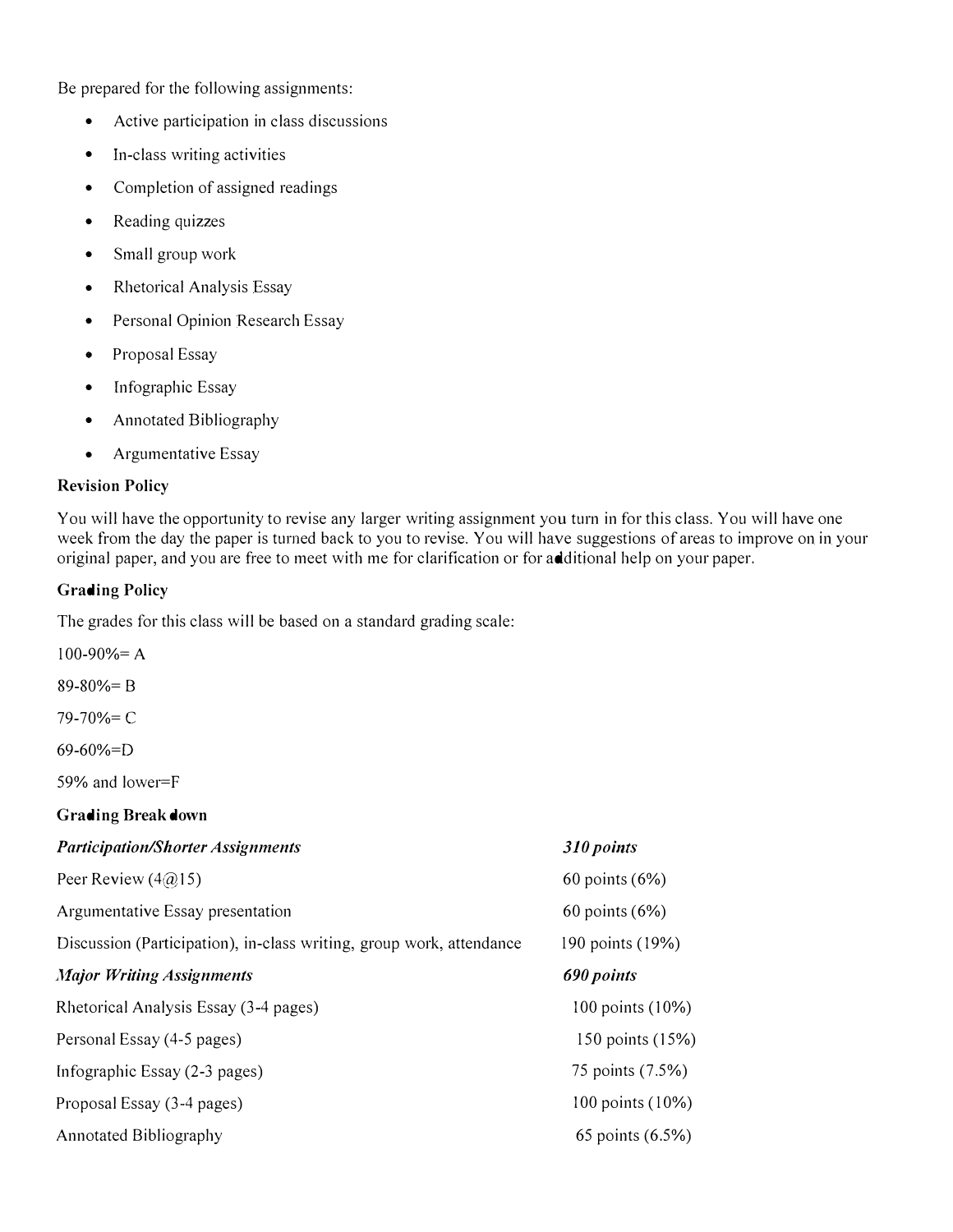Be prepared for the following assignments:

- Active participation in class discussions
- In-class writing activities
- Completion of assigned readings
- Reading quizzes
- Small group work
- Rhetorical Analysis Essay
- Personal Opinion Research Essay
- Proposal Essay
- Infographic Essay
- Annotated Bibliography
- Argumentative Essay

**Revision Policy**

You will have the opportunity to revise any larger writing assignment you turn in for this class. You will have one week from the day the paper is turned back to you to revise. You will have suggestions of areas to improve on in your original paper, and you are free to meet with me for clarification or for additional help on your paper.

**Grading Policy**

The grades for this class will be based on a standard grading scale:

100-90%= A

89-80%= B

79-70%= C

69-60%=D

59% and lower=F

**Grading Break down**

| | |
|---|---|
| ***Participation/Shorter Assignments*** | ***310 points*** |
| Peer Review (4@15) | 60 points (6%) |
| Argumentative Essay presentation | 60 points (6%) |
| Discussion (Participation), in-class writing, group work, attendance | 190 points (19%) |
| ***Major Writing Assignments*** | ***690 points*** |
| Rhetorical Analysis Essay (3-4 pages) | 100 points (10%) |
| Personal Essay (4-5 pages) | 150 points (15%) |
| Infographic Essay (2-3 pages) | 75 points (7.5%) |
| Proposal Essay (3-4 pages) | 100 points (10%) |
| Annotated Bibliography | 65 points (6.5%) |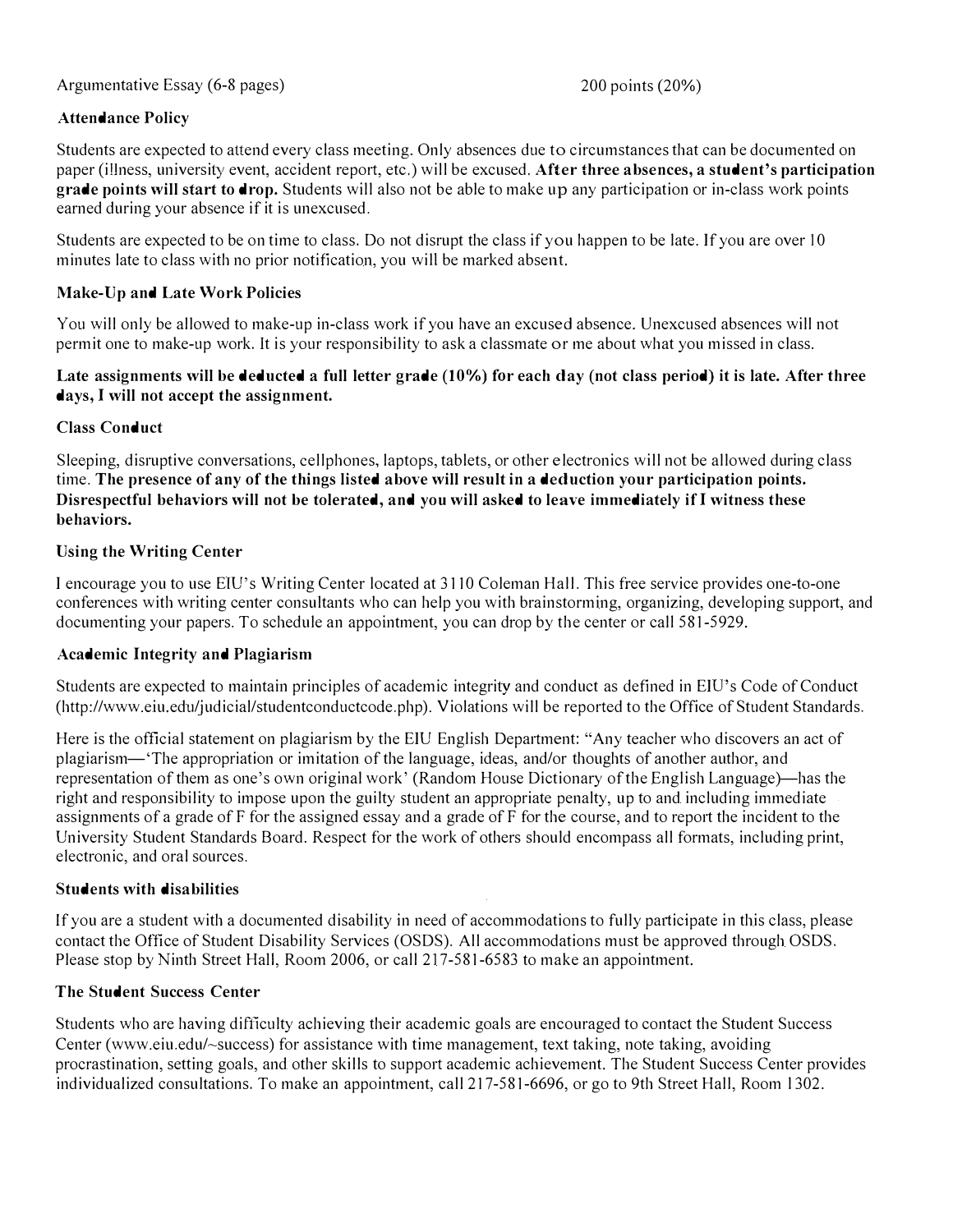Argumentative Essay (6-8 pages) 200 points (20%)

### Attendance Policy

Students are expected to attend every class meeting. Only absences due to circumstances that can be documented on paper (illness, university event, accident report, etc.) will be excused. **After three absences, a student's participation grade points will start to drop.** Students will also not be able to make up any participation or in-class work points earned during your absence if it is unexcused.

Students are expected to be on time to class. Do not disrupt the class if you happen to be late. If you are over 10 minutes late to class with no prior notification, you will be marked absent.

### Make-Up and Late Work Policies

You will only be allowed to make-up in-class work if you have an excused absence. Unexcused absences will not permit one to make-up work. It is your responsibility to ask a classmate or me about what you missed in class.

**Late assignments will be deducted a full letter grade (10%) for each day (not class period) it is late. After three days, I will not accept the assignment.**

### Class Conduct

Sleeping, disruptive conversations, cellphones, laptops, tablets, or other electronics will not be allowed during class time. **The presence of any of the things listed above will result in a deduction your participation points. Disrespectful behaviors will not be tolerated, and you will asked to leave immediately if I witness these behaviors.**

### Using the Writing Center

I encourage you to use EIU's Writing Center located at 3110 Coleman Hall. This free service provides one-to-one conferences with writing center consultants who can help you with brainstorming, organizing, developing support, and documenting your papers. To schedule an appointment, you can drop by the center or call 581-5929.

### Academic Integrity and Plagiarism

Students are expected to maintain principles of academic integrity and conduct as defined in EIU's Code of Conduct (http://www.eiu.edu/judicial/studentconductcode.php). Violations will be reported to the Office of Student Standards.

Here is the official statement on plagiarism by the EIU English Department: "Any teacher who discovers an act of plagiarism—'The appropriation or imitation of the language, ideas, and/or thoughts of another author, and representation of them as one's own original work' (Random House Dictionary of the English Language)—has the right and responsibility to impose upon the guilty student an appropriate penalty, up to and including immediate assignments of a grade of F for the assigned essay and a grade of F for the course, and to report the incident to the University Student Standards Board. Respect for the work of others should encompass all formats, including print, electronic, and oral sources.

### Students with disabilities

If you are a student with a documented disability in need of accommodations to fully participate in this class, please contact the Office of Student Disability Services (OSDS). All accommodations must be approved through OSDS. Please stop by Ninth Street Hall, Room 2006, or call 217-581-6583 to make an appointment.

### The Student Success Center

Students who are having difficulty achieving their academic goals are encouraged to contact the Student Success Center (www.eiu.edu/~success) for assistance with time management, text taking, note taking, avoiding procrastination, setting goals, and other skills to support academic achievement. The Student Success Center provides individualized consultations. To make an appointment, call 217-581-6696, or go to 9th Street Hall, Room 1302.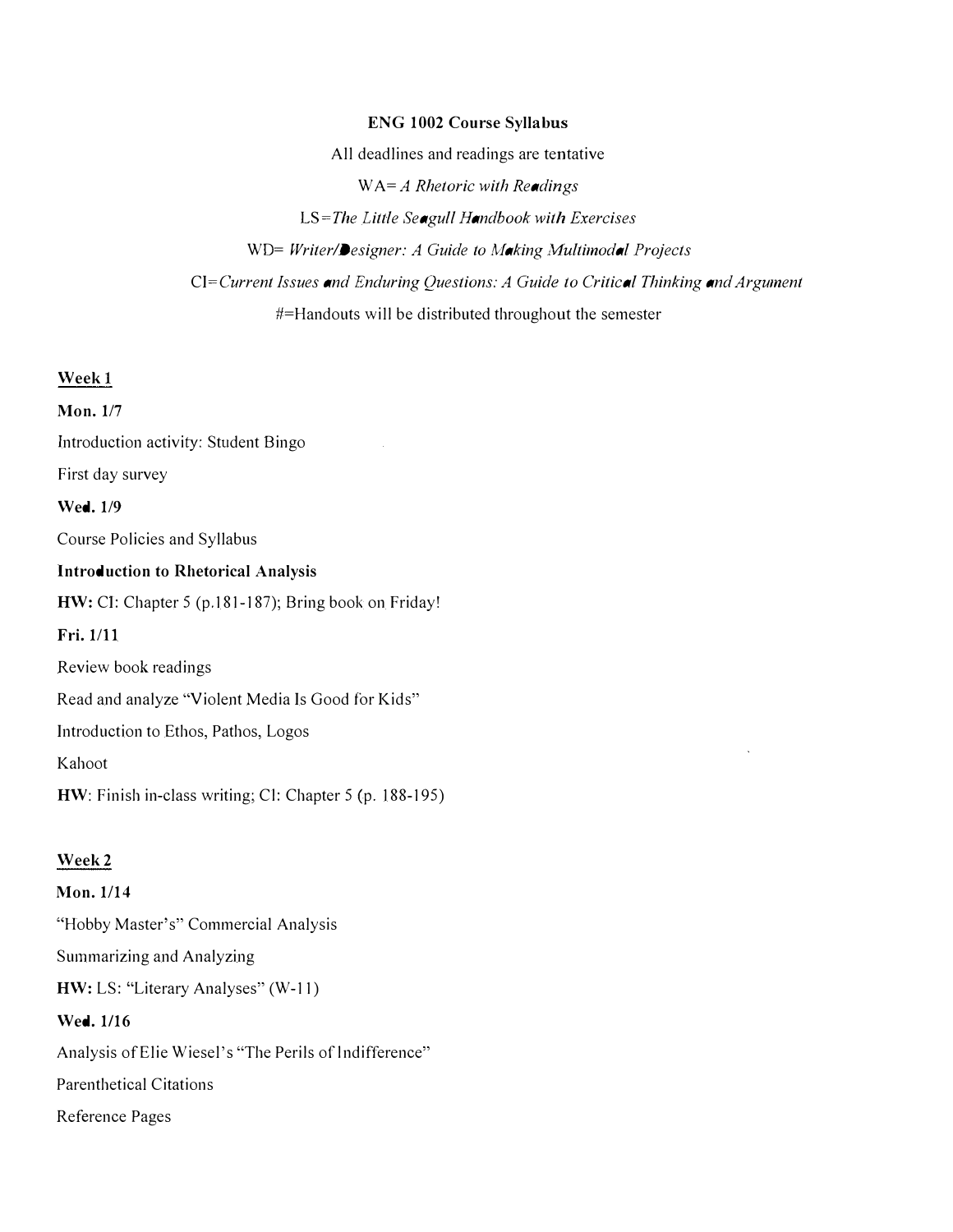**ENG 1002 Course Syllabus**

All deadlines and readings are tentative

WA= *A Rhetoric with Readings*

LS=*The Little Seagull Handbook with Exercises*

WD= *Writer/Designer: A Guide to Making Multimodal Projects*

CI=*Current Issues and Enduring Questions: A Guide to Critical Thinking and Argument*

#=Handouts will be distributed throughout the semester

## Week 1

**Mon. 1/7**

Introduction activity: Student Bingo

First day survey

**Wed. 1/9**

Course Policies and Syllabus

**Introduction to Rhetorical Analysis**

**HW:** CI: Chapter 5 (p.181-187); Bring book on Friday!

**Fri. 1/11**

Review book readings

Read and analyze "Violent Media Is Good for Kids"

Introduction to Ethos, Pathos, Logos

Kahoot

**HW**: Finish in-class writing; CI: Chapter 5 (p. 188-195)

## Week 2

**Mon. 1/14**

"Hobby Master's" Commercial Analysis

Summarizing and Analyzing

**HW:** LS: "Literary Analyses" (W-11)

**Wed. 1/16**

Analysis of Elie Wiesel's "The Perils of Indifference"

Parenthetical Citations

Reference Pages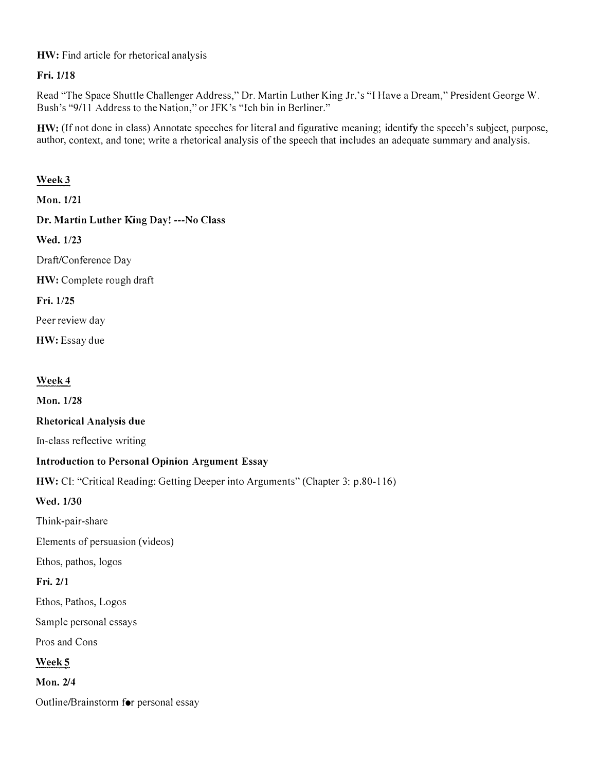**HW:** Find article for rhetorical analysis

**Fri. 1/18**

Read "The Space Shuttle Challenger Address," Dr. Martin Luther King Jr.'s "I Have a Dream," President George W. Bush's "9/11 Address to the Nation," or JFK's "Ich bin in Berliner."

**HW:** (If not done in class) Annotate speeches for literal and figurative meaning; identify the speech's subject, purpose, author, context, and tone; write a rhetorical analysis of the speech that includes an adequate summary and analysis.

## Week 3

**Mon. 1/21**

**Dr. Martin Luther King Day! ---No Class**

**Wed. 1/23**

Draft/Conference Day

**HW:** Complete rough draft

**Fri. 1/25**

Peer review day

**HW:** Essay due

## Week 4

**Mon. 1/28**

**Rhetorical Analysis due**

In-class reflective writing

**Introduction to Personal Opinion Argument Essay**

**HW:** CI: "Critical Reading: Getting Deeper into Arguments" (Chapter 3: p.80-116)

**Wed. 1/30**

Think-pair-share

Elements of persuasion (videos)

Ethos, pathos, logos

**Fri. 2/1**

Ethos, Pathos, Logos

Sample personal essays

Pros and Cons

## Week 5

**Mon. 2/4**

Outline/Brainstorm for personal essay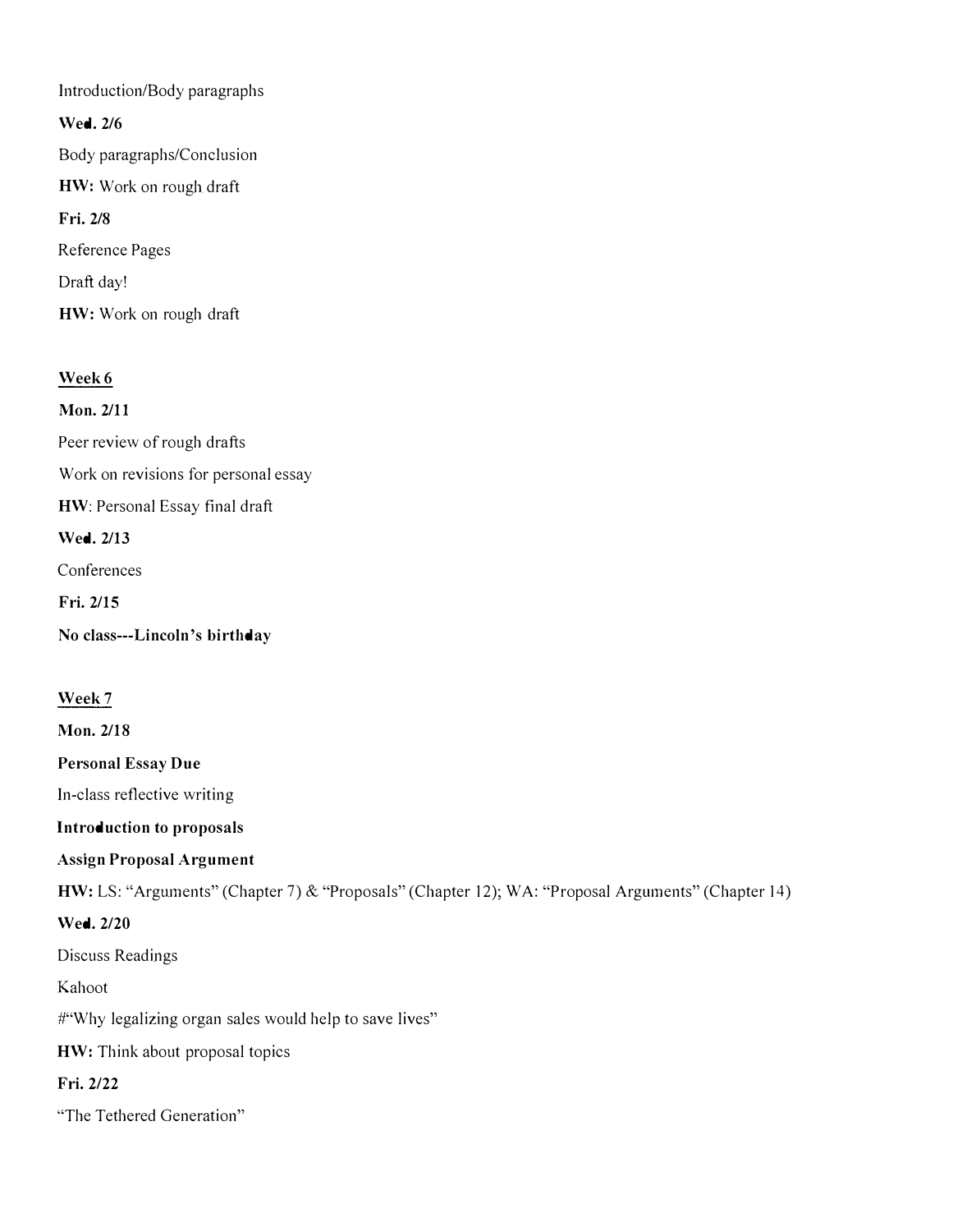Introduction/Body paragraphs

**Wed. 2/6**

Body paragraphs/Conclusion

**HW:** Work on rough draft

**Fri. 2/8**

Reference Pages

Draft day!

**HW:** Work on rough draft

## Week 6

**Mon. 2/11**

Peer review of rough drafts

Work on revisions for personal essay

**HW**: Personal Essay final draft

**Wed. 2/13**

Conferences

**Fri. 2/15**

**No class---Lincoln's birthday**

## Week 7

**Mon. 2/18**

**Personal Essay Due**

In-class reflective writing

**Introduction to proposals**

**Assign Proposal Argument**

**HW:** LS: "Arguments" (Chapter 7) & "Proposals" (Chapter 12); WA: "Proposal Arguments" (Chapter 14)

**Wed. 2/20**

Discuss Readings

Kahoot

#"Why legalizing organ sales would help to save lives"

**HW:** Think about proposal topics

**Fri. 2/22**

"The Tethered Generation"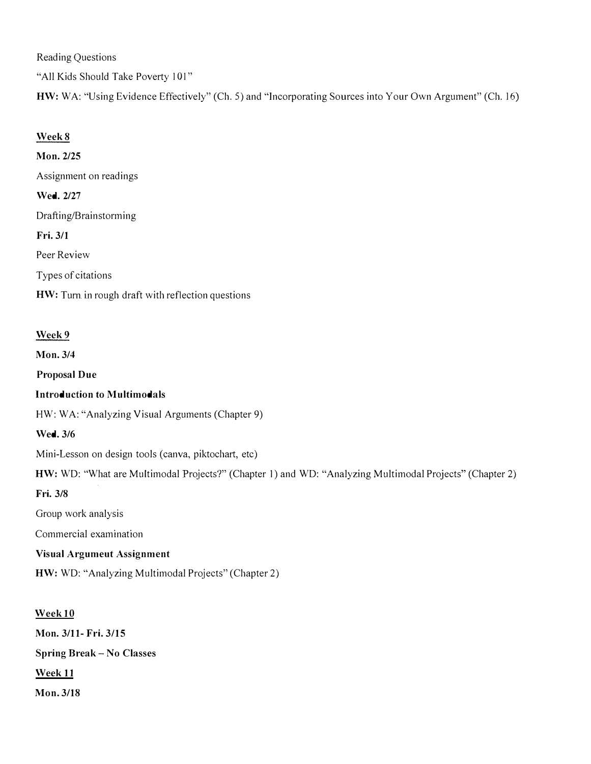Reading Questions

"All Kids Should Take Poverty 101"

**HW:** WA: "Using Evidence Effectively" (Ch. 5) and "Incorporating Sources into Your Own Argument" (Ch. 16)

<u>**Week 8**</u>

**Mon. 2/25**

Assignment on readings

**Wed. 2/27**

Drafting/Brainstorming

**Fri. 3/1**

Peer Review

Types of citations

**HW:** Turn in rough draft with reflection questions

<u>**Week 9**</u>

**Mon. 3/4**

**Proposal Due**

**Introduction to Multimodals**

HW: WA: "Analyzing Visual Arguments (Chapter 9)

**Wed. 3/6**

Mini-Lesson on design tools (canva, piktochart, etc)

**HW:** WD: "What are Multimodal Projects?" (Chapter 1) and WD: "Analyzing Multimodal Projects" (Chapter 2)

**Fri. 3/8**

Group work analysis

Commercial examination

**Visual Argumeut Assignment**

**HW:** WD: "Analyzing Multimodal Projects" (Chapter 2)

<u>**Week 10**</u>

**Mon. 3/11- Fri. 3/15**

**Spring Break – No Classes**

<u>**Week 11**</u>

**Mon. 3/18**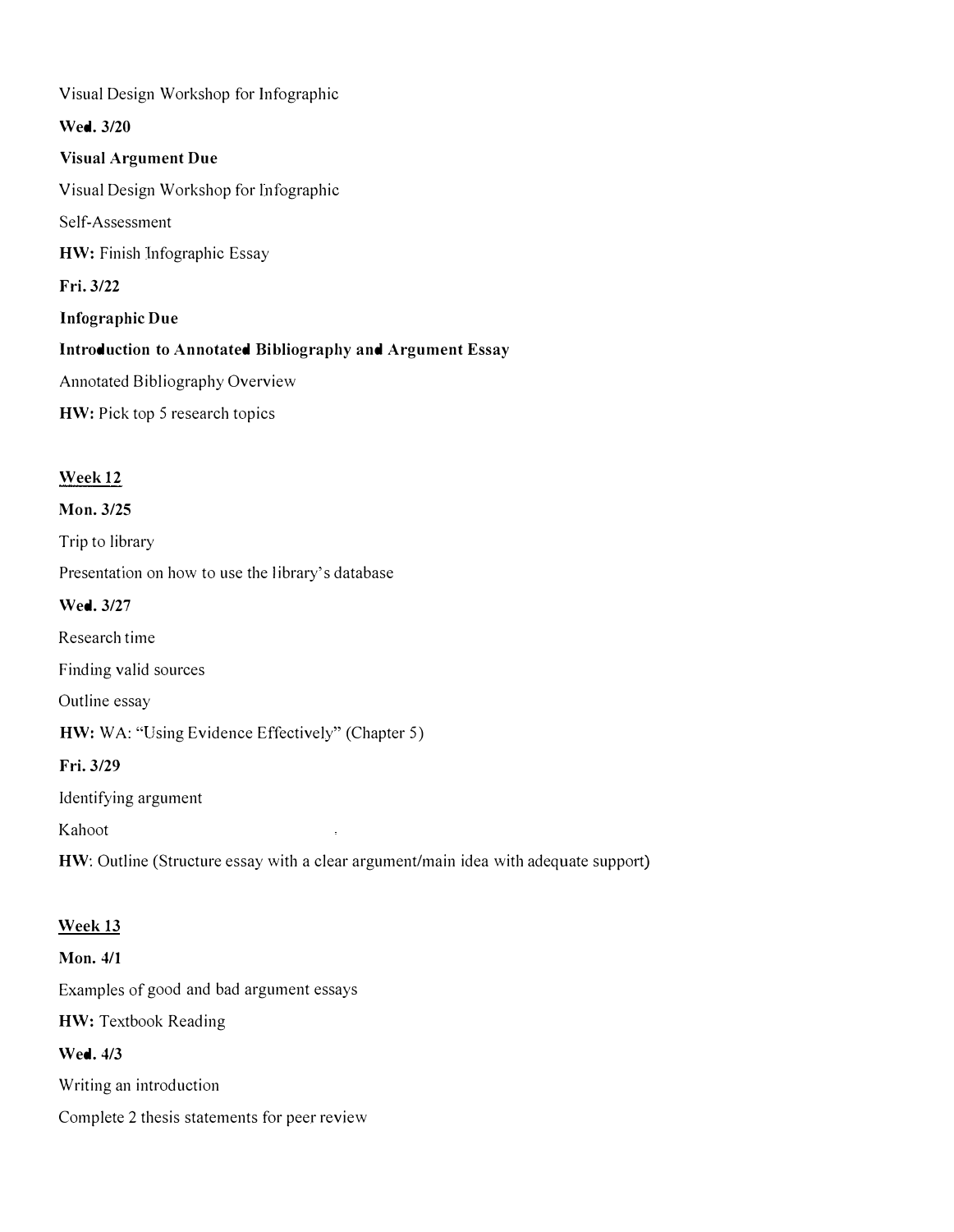Visual Design Workshop for Infographic

**Wed. 3/20**

**Visual Argument Due**

Visual Design Workshop for Infographic

Self-Assessment

**HW:** Finish Infographic Essay

**Fri. 3/22**

**Infographic Due**

**Introduction to Annotated Bibliography and Argument Essay**

Annotated Bibliography Overview

**HW:** Pick top 5 research topics

## Week 12

**Mon. 3/25**

Trip to library

Presentation on how to use the library's database

**Wed. 3/27**

Research time

Finding valid sources

Outline essay

**HW:** WA: "Using Evidence Effectively" (Chapter 5)

**Fri. 3/29**

Identifying argument

Kahoot

**HW**: Outline (Structure essay with a clear argument/main idea with adequate support)

## Week 13

**Mon. 4/1**

Examples of good and bad argument essays

**HW:** Textbook Reading

**Wed. 4/3**

Writing an introduction

Complete 2 thesis statements for peer review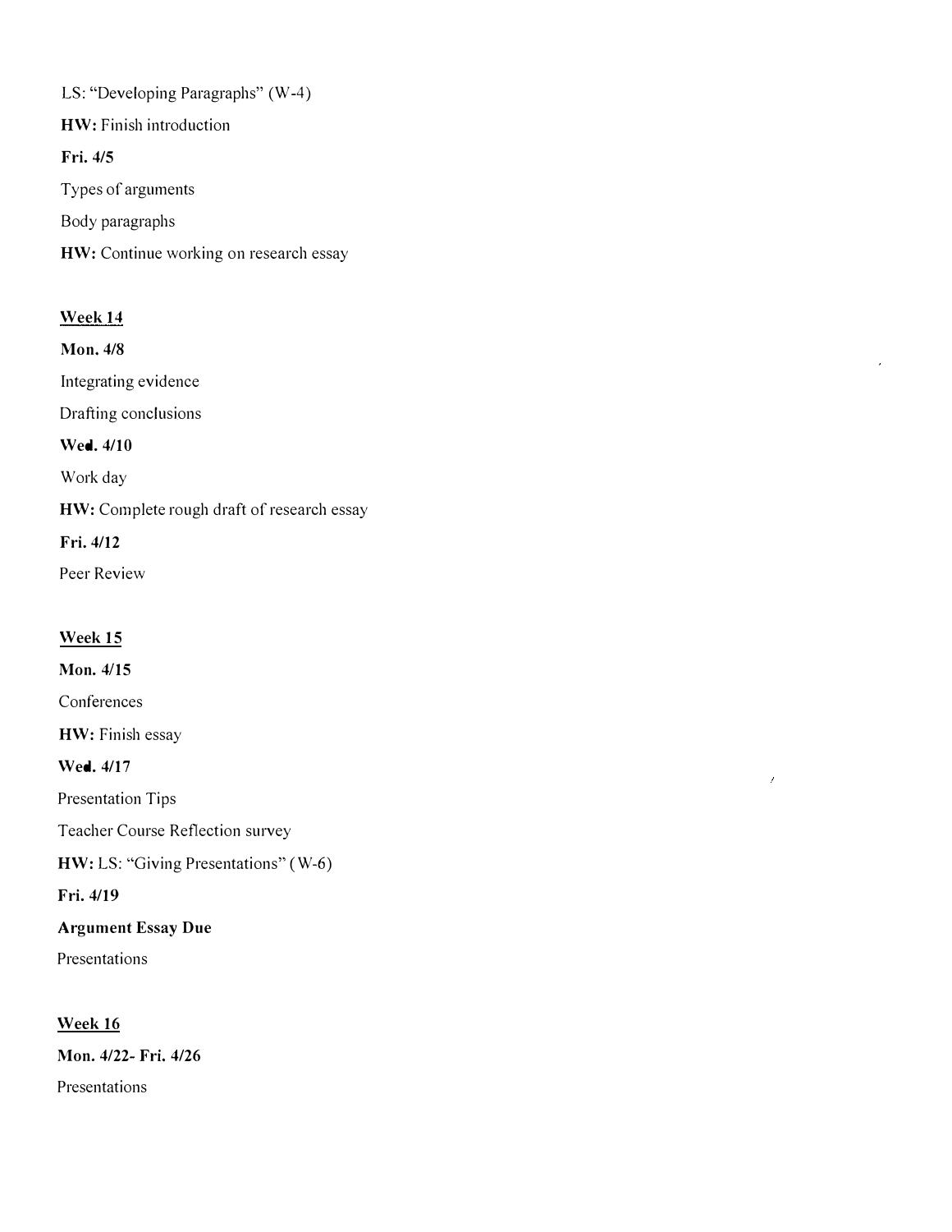LS: "Developing Paragraphs" (W-4)

**HW:** Finish introduction

**Fri. 4/5**

Types of arguments

Body paragraphs

**HW:** Continue working on research essay

**Week 14**

**Mon. 4/8**

Integrating evidence

Drafting conclusions

**Wed. 4/10**

Work day

**HW:** Complete rough draft of research essay

**Fri. 4/12**

Peer Review

**Week 15**

**Mon. 4/15**

Conferences

**HW:** Finish essay

**Wed. 4/17**

Presentation Tips

Teacher Course Reflection survey

**HW:** LS: "Giving Presentations" (W-6)

**Fri. 4/19**

**Argument Essay Due**

Presentations

**Week 16**

**Mon. 4/22- Fri. 4/26**

Presentations